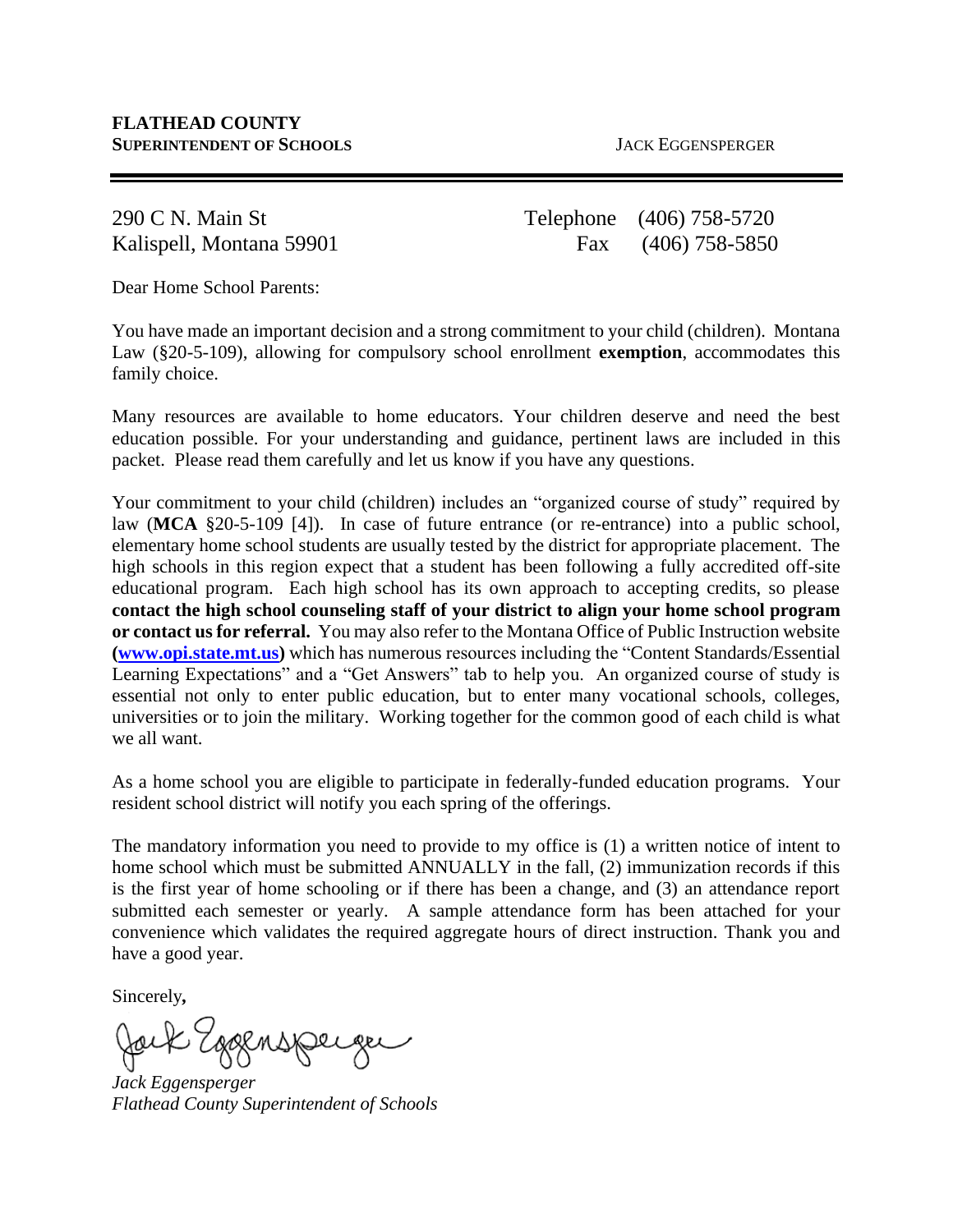**FLATHEAD COUNTY**
**SUPERINTENDENT OF SCHOOLS** JACK EGGENSPERGER

290 C N. Main St
Kalispell, Montana 59901

Telephone (406) 758-5720
Fax (406) 758-5850

Dear Home School Parents:

You have made an important decision and a strong commitment to your child (children). Montana Law (§20-5-109), allowing for compulsory school enrollment **exemption**, accommodates this family choice.

Many resources are available to home educators. Your children deserve and need the best education possible. For your understanding and guidance, pertinent laws are included in this packet. Please read them carefully and let us know if you have any questions.

Your commitment to your child (children) includes an "organized course of study" required by law (**MCA** §20-5-109 [4]). In case of future entrance (or re-entrance) into a public school, elementary home school students are usually tested by the district for appropriate placement. The high schools in this region expect that a student has been following a fully accredited off-site educational program. Each high school has its own approach to accepting credits, so please **contact the high school counseling staff of your district to align your home school program or contact us for referral.** You may also refer to the Montana Office of Public Instruction website **(www.opi.state.mt.us)** which has numerous resources including the "Content Standards/Essential Learning Expectations" and a "Get Answers" tab to help you. An organized course of study is essential not only to enter public education, but to enter many vocational schools, colleges, universities or to join the military. Working together for the common good of each child is what we all want.

As a home school you are eligible to participate in federally-funded education programs. Your resident school district will notify you each spring of the offerings.

The mandatory information you need to provide to my office is (1) a written notice of intent to home school which must be submitted ANNUALLY in the fall, (2) immunization records if this is the first year of home schooling or if there has been a change, and (3) an attendance report submitted each semester or yearly. A sample attendance form has been attached for your convenience which validates the required aggregate hours of direct instruction. Thank you and have a good year.

Sincerely**,**

*Jack Eggensperger*
*Flathead County Superintendent of Schools*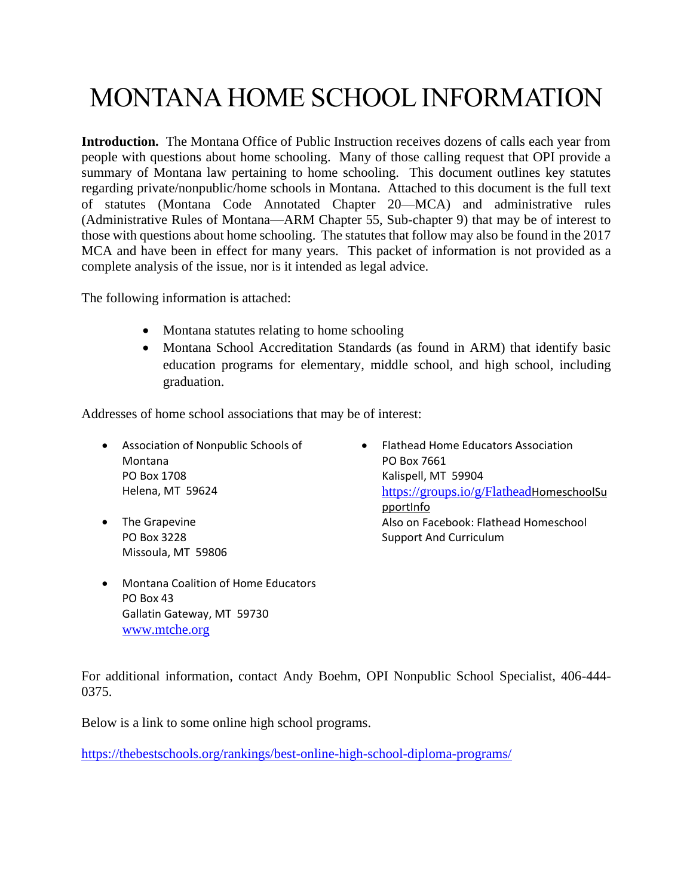# MONTANA HOME SCHOOL INFORMATION

**Introduction.** The Montana Office of Public Instruction receives dozens of calls each year from people with questions about home schooling. Many of those calling request that OPI provide a summary of Montana law pertaining to home schooling. This document outlines key statutes regarding private/nonpublic/home schools in Montana. Attached to this document is the full text of statutes (Montana Code Annotated Chapter 20—MCA) and administrative rules (Administrative Rules of Montana—ARM Chapter 55, Sub-chapter 9) that may be of interest to those with questions about home schooling. The statutes that follow may also be found in the 2017 MCA and have been in effect for many years. This packet of information is not provided as a complete analysis of the issue, nor is it intended as legal advice.

The following information is attached:

- Montana statutes relating to home schooling
- Montana School Accreditation Standards (as found in ARM) that identify basic education programs for elementary, middle school, and high school, including graduation.

Addresses of home school associations that may be of interest:

- Association of Nonpublic Schools of Montana  
  PO Box 1708  
  Helena, MT 59624

- The Grapevine  
  PO Box 3228  
  Missoula, MT 59806

- Montana Coalition of Home Educators  
  PO Box 43  
  Gallatin Gateway, MT 59730  
  www.mtche.org

- Flathead Home Educators Association  
  PO Box 7661  
  Kalispell, MT 59904  
  https://groups.io/g/FlatheadHomeschoolSupportInfo  
  Also on Facebook: Flathead Homeschool Support And Curriculum

For additional information, contact Andy Boehm, OPI Nonpublic School Specialist, 406-444-0375.

Below is a link to some online high school programs.

https://thebestschools.org/rankings/best-online-high-school-diploma-programs/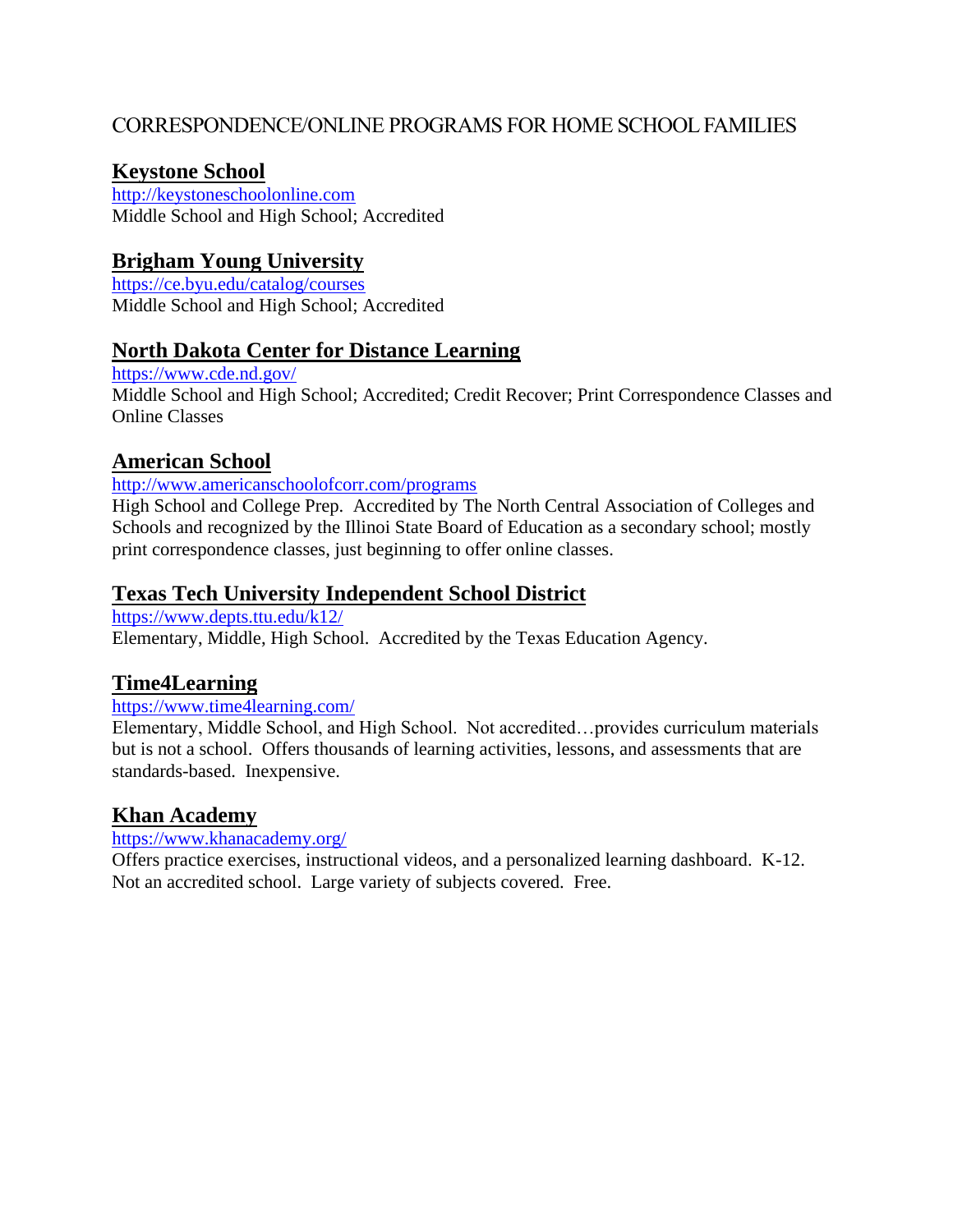# CORRESPONDENCE/ONLINE PROGRAMS FOR HOME SCHOOL FAMILIES

## Keystone School

http://keystoneschoolonline.com
Middle School and High School; Accredited

## Brigham Young University

https://ce.byu.edu/catalog/courses
Middle School and High School; Accredited

## North Dakota Center for Distance Learning

https://www.cde.nd.gov/
Middle School and High School; Accredited; Credit Recover; Print Correspondence Classes and Online Classes

## American School

http://www.americanschoolofcorr.com/programs
High School and College Prep. Accredited by The North Central Association of Colleges and Schools and recognized by the Illinoi State Board of Education as a secondary school; mostly print correspondence classes, just beginning to offer online classes.

## Texas Tech University Independent School District

https://www.depts.ttu.edu/k12/
Elementary, Middle, High School. Accredited by the Texas Education Agency.

## Time4Learning

https://www.time4learning.com/
Elementary, Middle School, and High School. Not accredited…provides curriculum materials but is not a school. Offers thousands of learning activities, lessons, and assessments that are standards-based. Inexpensive.

## Khan Academy

https://www.khanacademy.org/
Offers practice exercises, instructional videos, and a personalized learning dashboard. K-12. Not an accredited school. Large variety of subjects covered. Free.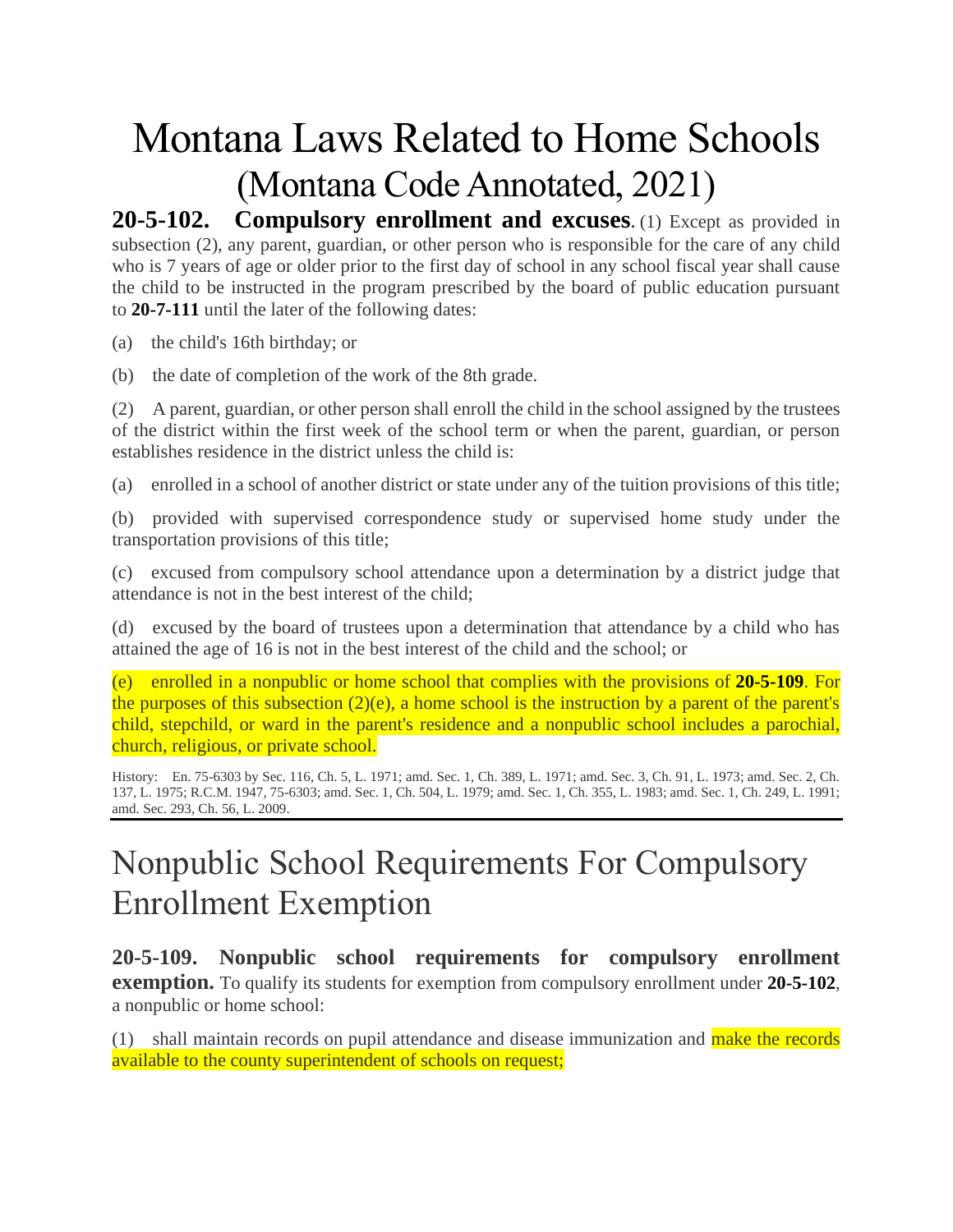# Montana Laws Related to Home Schools (Montana Code Annotated, 2021)

**20-5-102. Compulsory enrollment and excuses.** (1) Except as provided in subsection (2), any parent, guardian, or other person who is responsible for the care of any child who is 7 years of age or older prior to the first day of school in any school fiscal year shall cause the child to be instructed in the program prescribed by the board of public education pursuant to **20-7-111** until the later of the following dates:

(a) the child's 16th birthday; or

(b) the date of completion of the work of the 8th grade.

(2) A parent, guardian, or other person shall enroll the child in the school assigned by the trustees of the district within the first week of the school term or when the parent, guardian, or person establishes residence in the district unless the child is:

(a) enrolled in a school of another district or state under any of the tuition provisions of this title;

(b) provided with supervised correspondence study or supervised home study under the transportation provisions of this title;

(c) excused from compulsory school attendance upon a determination by a district judge that attendance is not in the best interest of the child;

(d) excused by the board of trustees upon a determination that attendance by a child who has attained the age of 16 is not in the best interest of the child and the school; or

(e) enrolled in a nonpublic or home school that complies with the provisions of **20-5-109**. For the purposes of this subsection (2)(e), a home school is the instruction by a parent of the parent's child, stepchild, or ward in the parent's residence and a nonpublic school includes a parochial, church, religious, or private school.

History: En. 75-6303 by Sec. 116, Ch. 5, L. 1971; amd. Sec. 1, Ch. 389, L. 1971; amd. Sec. 3, Ch. 91, L. 1973; amd. Sec. 2, Ch. 137, L. 1975; R.C.M. 1947, 75-6303; amd. Sec. 1, Ch. 504, L. 1979; amd. Sec. 1, Ch. 355, L. 1983; amd. Sec. 1, Ch. 249, L. 1991; amd. Sec. 293, Ch. 56, L. 2009.

---

## Nonpublic School Requirements For Compulsory Enrollment Exemption

**20-5-109. Nonpublic school requirements for compulsory enrollment exemption.** To qualify its students for exemption from compulsory enrollment under **20-5-102**, a nonpublic or home school:

(1) shall maintain records on pupil attendance and disease immunization and make the records available to the county superintendent of schools on request;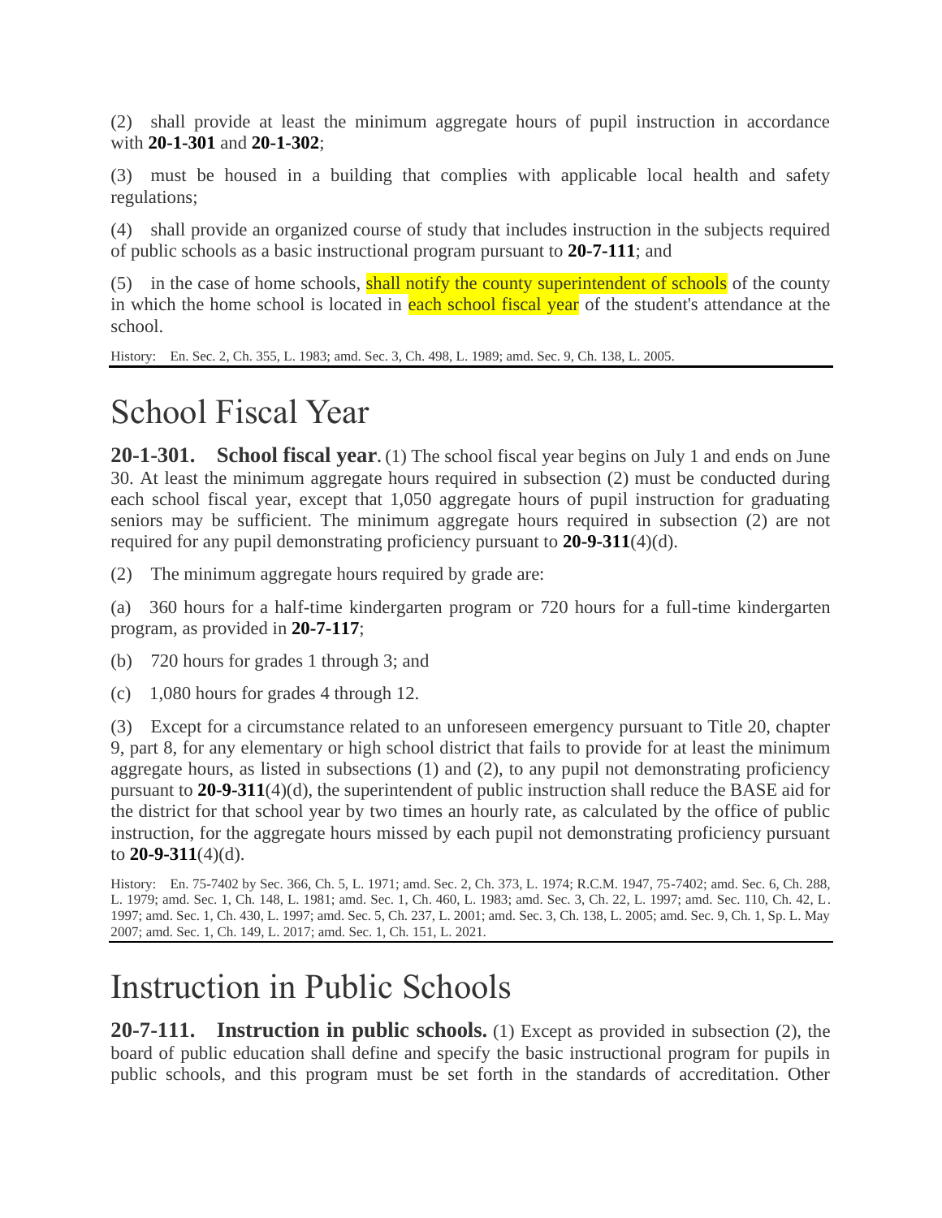(2) shall provide at least the minimum aggregate hours of pupil instruction in accordance with **20-1-301** and **20-1-302**;

(3) must be housed in a building that complies with applicable local health and safety regulations;

(4) shall provide an organized course of study that includes instruction in the subjects required of public schools as a basic instructional program pursuant to **20-7-111**; and

(5) in the case of home schools, shall notify the county superintendent of schools of the county in which the home school is located in each school fiscal year of the student's attendance at the school.

History: En. Sec. 2, Ch. 355, L. 1983; amd. Sec. 3, Ch. 498, L. 1989; amd. Sec. 9, Ch. 138, L. 2005.

# School Fiscal Year

**20-1-301. School fiscal year.** (1) The school fiscal year begins on July 1 and ends on June 30. At least the minimum aggregate hours required in subsection (2) must be conducted during each school fiscal year, except that 1,050 aggregate hours of pupil instruction for graduating seniors may be sufficient. The minimum aggregate hours required in subsection (2) are not required for any pupil demonstrating proficiency pursuant to **20-9-311**(4)(d).

(2) The minimum aggregate hours required by grade are:

(a) 360 hours for a half-time kindergarten program or 720 hours for a full-time kindergarten program, as provided in **20-7-117**;

(b) 720 hours for grades 1 through 3; and

(c) 1,080 hours for grades 4 through 12.

(3) Except for a circumstance related to an unforeseen emergency pursuant to Title 20, chapter 9, part 8, for any elementary or high school district that fails to provide for at least the minimum aggregate hours, as listed in subsections (1) and (2), to any pupil not demonstrating proficiency pursuant to **20-9-311**(4)(d), the superintendent of public instruction shall reduce the BASE aid for the district for that school year by two times an hourly rate, as calculated by the office of public instruction, for the aggregate hours missed by each pupil not demonstrating proficiency pursuant to **20-9-311**(4)(d).

History: En. 75-7402 by Sec. 366, Ch. 5, L. 1971; amd. Sec. 2, Ch. 373, L. 1974; R.C.M. 1947, 75-7402; amd. Sec. 6, Ch. 288, L. 1979; amd. Sec. 1, Ch. 148, L. 1981; amd. Sec. 1, Ch. 460, L. 1983; amd. Sec. 3, Ch. 22, L. 1997; amd. Sec. 110, Ch. 42, L. 1997; amd. Sec. 1, Ch. 430, L. 1997; amd. Sec. 5, Ch. 237, L. 2001; amd. Sec. 3, Ch. 138, L. 2005; amd. Sec. 9, Ch. 1, Sp. L. May 2007; amd. Sec. 1, Ch. 149, L. 2017; amd. Sec. 1, Ch. 151, L. 2021.

# Instruction in Public Schools

**20-7-111. Instruction in public schools.** (1) Except as provided in subsection (2), the board of public education shall define and specify the basic instructional program for pupils in public schools, and this program must be set forth in the standards of accreditation. Other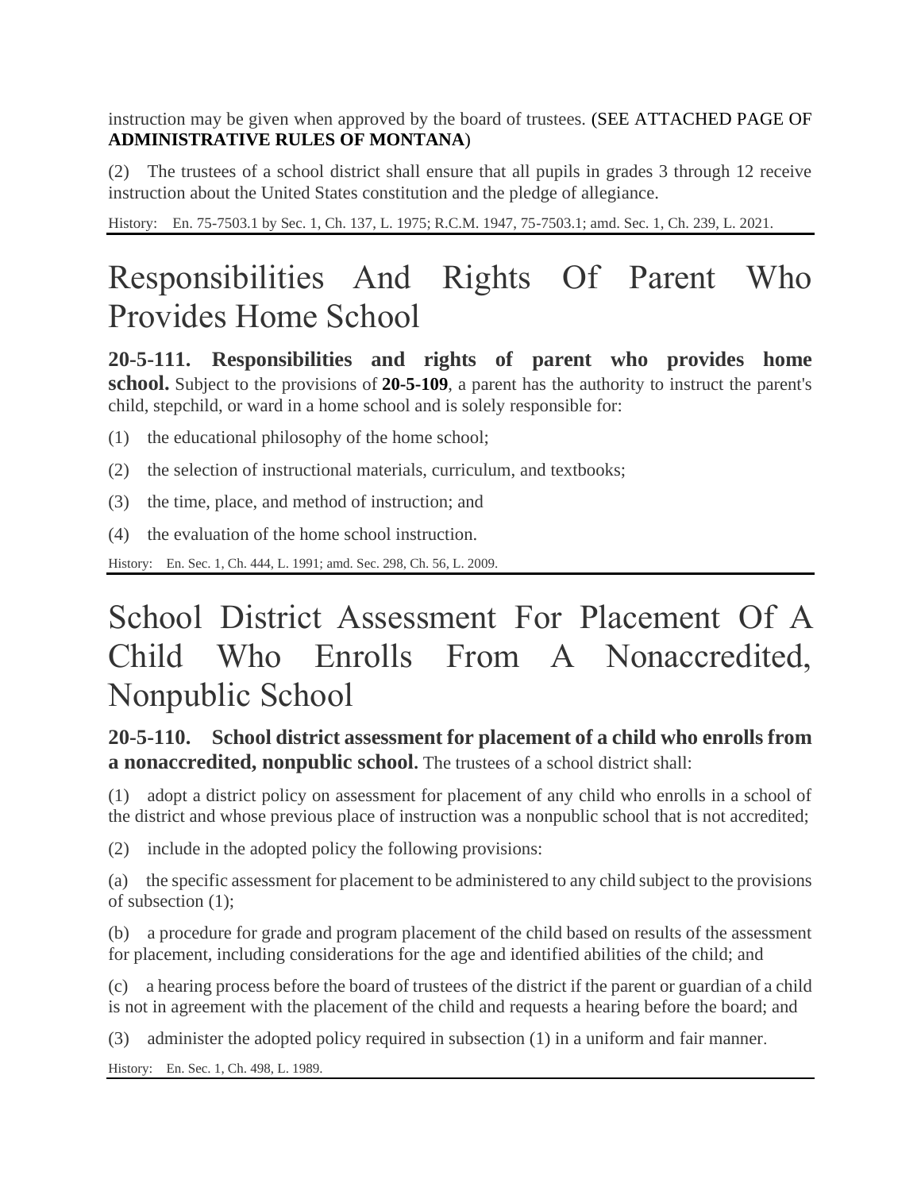instruction may be given when approved by the board of trustees. (SEE ATTACHED PAGE OF **ADMINISTRATIVE RULES OF MONTANA**)

(2) The trustees of a school district shall ensure that all pupils in grades 3 through 12 receive instruction about the United States constitution and the pledge of allegiance.

History: En. 75-7503.1 by Sec. 1, Ch. 137, L. 1975; R.C.M. 1947, 75-7503.1; amd. Sec. 1, Ch. 239, L. 2021.

# Responsibilities And Rights Of Parent Who Provides Home School

**20-5-111. Responsibilities and rights of parent who provides home school.** Subject to the provisions of **20-5-109**, a parent has the authority to instruct the parent's child, stepchild, or ward in a home school and is solely responsible for:

(1) the educational philosophy of the home school;

(2) the selection of instructional materials, curriculum, and textbooks;

(3) the time, place, and method of instruction; and

(4) the evaluation of the home school instruction.

History: En. Sec. 1, Ch. 444, L. 1991; amd. Sec. 298, Ch. 56, L. 2009.

# School District Assessment For Placement Of A Child Who Enrolls From A Nonaccredited, Nonpublic School

**20-5-110. School district assessment for placement of a child who enrolls from a nonaccredited, nonpublic school.** The trustees of a school district shall:

(1) adopt a district policy on assessment for placement of any child who enrolls in a school of the district and whose previous place of instruction was a nonpublic school that is not accredited;

(2) include in the adopted policy the following provisions:

(a) the specific assessment for placement to be administered to any child subject to the provisions of subsection (1);

(b) a procedure for grade and program placement of the child based on results of the assessment for placement, including considerations for the age and identified abilities of the child; and

(c) a hearing process before the board of trustees of the district if the parent or guardian of a child is not in agreement with the placement of the child and requests a hearing before the board; and

(3) administer the adopted policy required in subsection (1) in a uniform and fair manner.

History: En. Sec. 1, Ch. 498, L. 1989.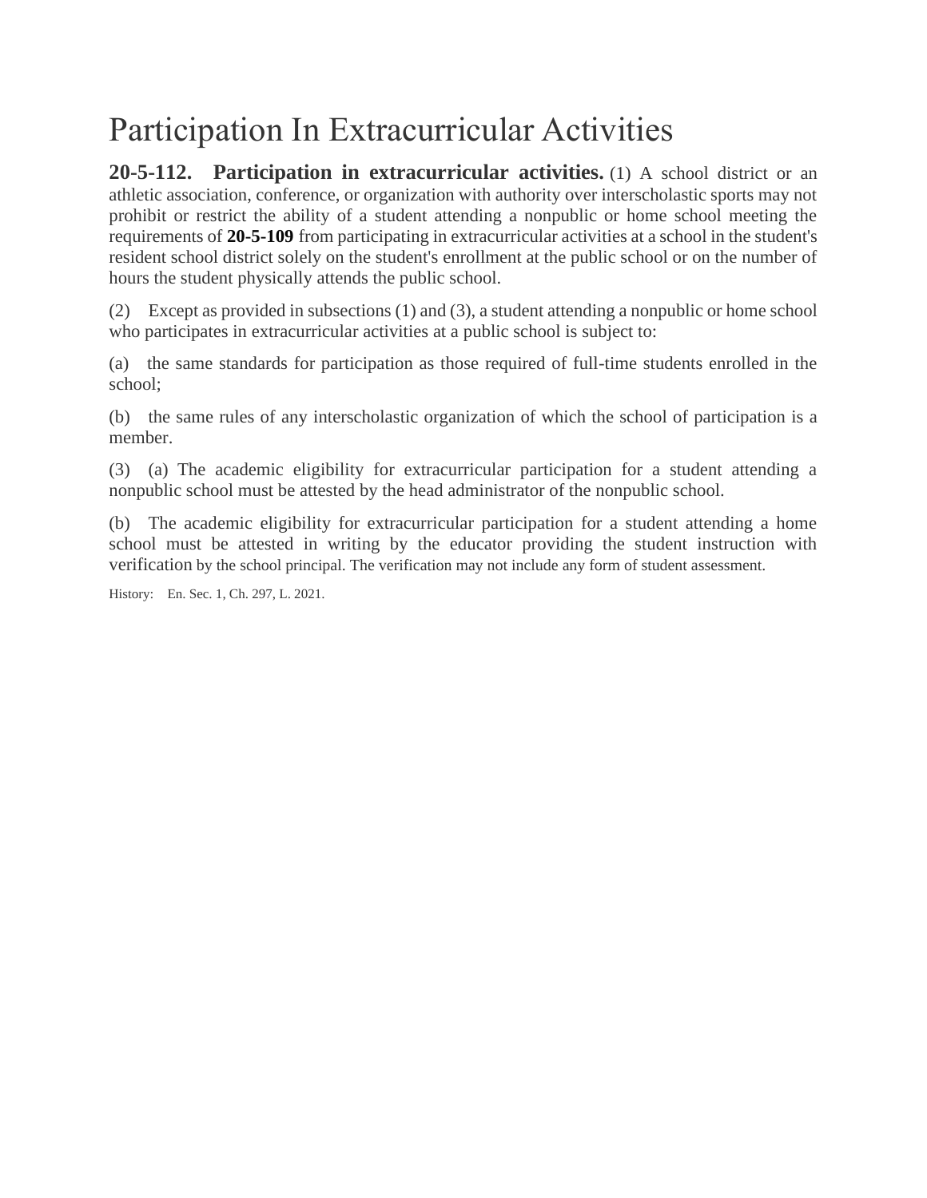# Participation In Extracurricular Activities

**20-5-112. Participation in extracurricular activities.** (1) A school district or an athletic association, conference, or organization with authority over interscholastic sports may not prohibit or restrict the ability of a student attending a nonpublic or home school meeting the requirements of **20-5-109** from participating in extracurricular activities at a school in the student's resident school district solely on the student's enrollment at the public school or on the number of hours the student physically attends the public school.

(2) Except as provided in subsections (1) and (3), a student attending a nonpublic or home school who participates in extracurricular activities at a public school is subject to:

(a) the same standards for participation as those required of full-time students enrolled in the school;

(b) the same rules of any interscholastic organization of which the school of participation is a member.

(3) (a) The academic eligibility for extracurricular participation for a student attending a nonpublic school must be attested by the head administrator of the nonpublic school.

(b) The academic eligibility for extracurricular participation for a student attending a home school must be attested in writing by the educator providing the student instruction with verification by the school principal. The verification may not include any form of student assessment.

History: En. Sec. 1, Ch. 297, L. 2021.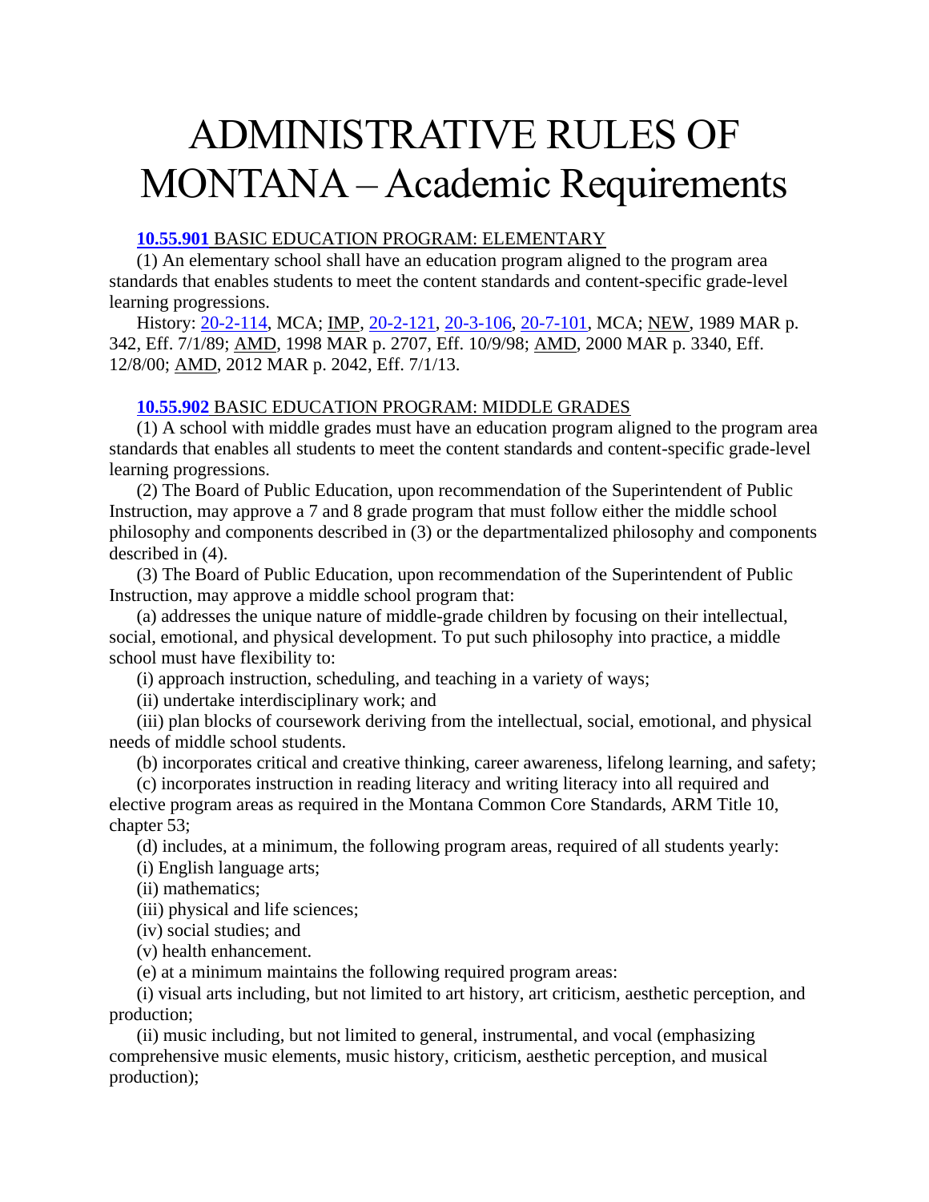# ADMINISTRATIVE RULES OF MONTANA – Academic Requirements

**10.55.901** BASIC EDUCATION PROGRAM: ELEMENTARY

(1) An elementary school shall have an education program aligned to the program area standards that enables students to meet the content standards and content-specific grade-level learning progressions.

History: 20-2-114, MCA; IMP, 20-2-121, 20-3-106, 20-7-101, MCA; NEW, 1989 MAR p. 342, Eff. 7/1/89; AMD, 1998 MAR p. 2707, Eff. 10/9/98; AMD, 2000 MAR p. 3340, Eff. 12/8/00; AMD, 2012 MAR p. 2042, Eff. 7/1/13.

**10.55.902** BASIC EDUCATION PROGRAM: MIDDLE GRADES

(1) A school with middle grades must have an education program aligned to the program area standards that enables all students to meet the content standards and content-specific grade-level learning progressions.

(2) The Board of Public Education, upon recommendation of the Superintendent of Public Instruction, may approve a 7 and 8 grade program that must follow either the middle school philosophy and components described in (3) or the departmentalized philosophy and components described in (4).

(3) The Board of Public Education, upon recommendation of the Superintendent of Public Instruction, may approve a middle school program that:

(a) addresses the unique nature of middle-grade children by focusing on their intellectual, social, emotional, and physical development. To put such philosophy into practice, a middle school must have flexibility to:

(i) approach instruction, scheduling, and teaching in a variety of ways;

(ii) undertake interdisciplinary work; and

(iii) plan blocks of coursework deriving from the intellectual, social, emotional, and physical needs of middle school students.

(b) incorporates critical and creative thinking, career awareness, lifelong learning, and safety;

(c) incorporates instruction in reading literacy and writing literacy into all required and elective program areas as required in the Montana Common Core Standards, ARM Title 10, chapter 53;

(d) includes, at a minimum, the following program areas, required of all students yearly:

(i) English language arts;

(ii) mathematics;

(iii) physical and life sciences;

(iv) social studies; and

(v) health enhancement.

(e) at a minimum maintains the following required program areas:

(i) visual arts including, but not limited to art history, art criticism, aesthetic perception, and production;

(ii) music including, but not limited to general, instrumental, and vocal (emphasizing comprehensive music elements, music history, criticism, aesthetic perception, and musical production);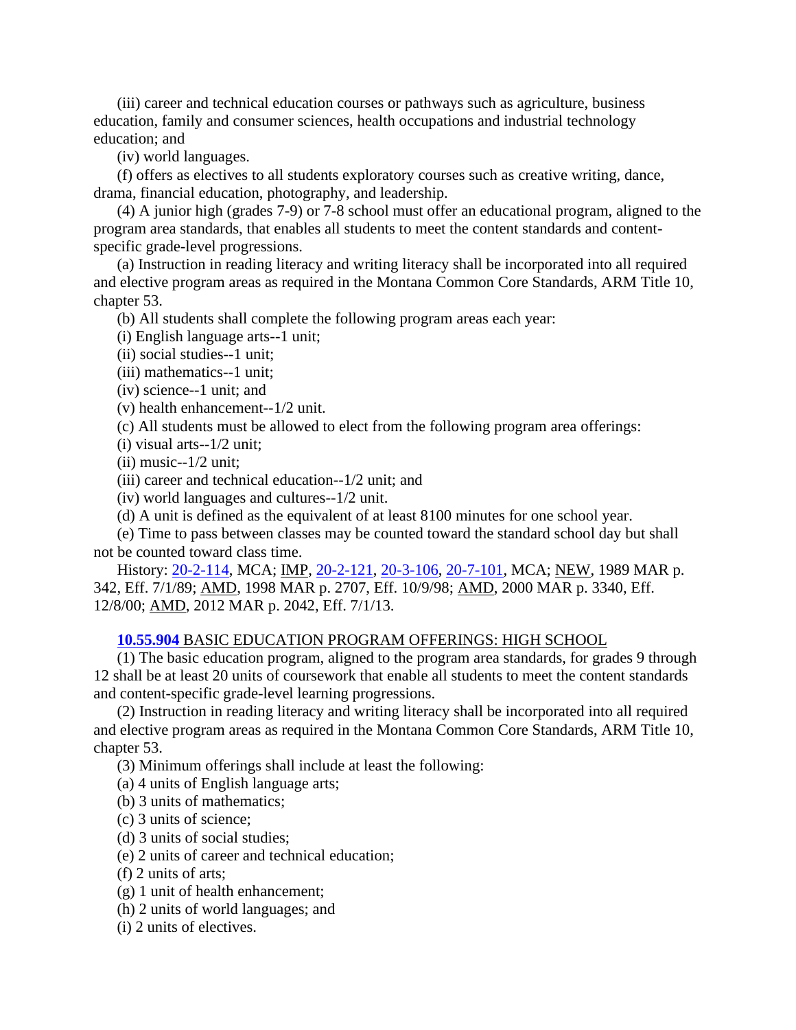(iii) career and technical education courses or pathways such as agriculture, business education, family and consumer sciences, health occupations and industrial technology education; and

(iv) world languages.

(f) offers as electives to all students exploratory courses such as creative writing, dance, drama, financial education, photography, and leadership.

(4) A junior high (grades 7-9) or 7-8 school must offer an educational program, aligned to the program area standards, that enables all students to meet the content standards and content-specific grade-level progressions.

(a) Instruction in reading literacy and writing literacy shall be incorporated into all required and elective program areas as required in the Montana Common Core Standards, ARM Title 10, chapter 53.

(b) All students shall complete the following program areas each year:

(i) English language arts--1 unit;

(ii) social studies--1 unit;

(iii) mathematics--1 unit;

(iv) science--1 unit; and

(v) health enhancement--1/2 unit.

(c) All students must be allowed to elect from the following program area offerings:

(i) visual arts--1/2 unit;

(ii) music--1/2 unit;

(iii) career and technical education--1/2 unit; and

(iv) world languages and cultures--1/2 unit.

(d) A unit is defined as the equivalent of at least 8100 minutes for one school year.

(e) Time to pass between classes may be counted toward the standard school day but shall not be counted toward class time.

History: 20-2-114, MCA; IMP, 20-2-121, 20-3-106, 20-7-101, MCA; NEW, 1989 MAR p. 342, Eff. 7/1/89; AMD, 1998 MAR p. 2707, Eff. 10/9/98; AMD, 2000 MAR p. 3340, Eff. 12/8/00; AMD, 2012 MAR p. 2042, Eff. 7/1/13.

### **10.55.904** BASIC EDUCATION PROGRAM OFFERINGS: HIGH SCHOOL

(1) The basic education program, aligned to the program area standards, for grades 9 through 12 shall be at least 20 units of coursework that enable all students to meet the content standards and content-specific grade-level learning progressions.

(2) Instruction in reading literacy and writing literacy shall be incorporated into all required and elective program areas as required in the Montana Common Core Standards, ARM Title 10, chapter 53.

(3) Minimum offerings shall include at least the following:

(a) 4 units of English language arts;

(b) 3 units of mathematics;

(c) 3 units of science;

(d) 3 units of social studies;

(e) 2 units of career and technical education;

(f) 2 units of arts;

(g) 1 unit of health enhancement;

(h) 2 units of world languages; and

(i) 2 units of electives.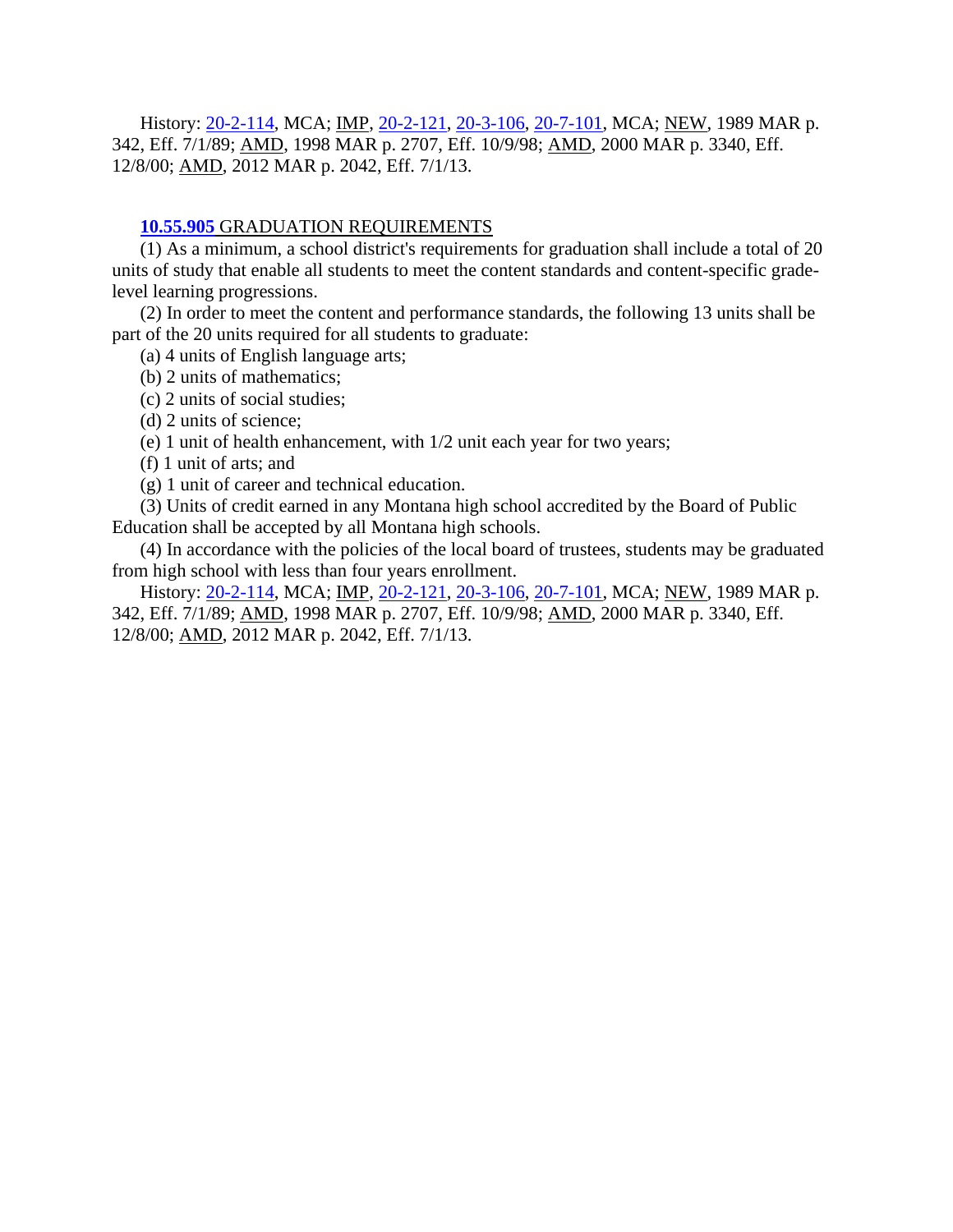History: 20-2-114, MCA; IMP, 20-2-121, 20-3-106, 20-7-101, MCA; NEW, 1989 MAR p. 342, Eff. 7/1/89; AMD, 1998 MAR p. 2707, Eff. 10/9/98; AMD, 2000 MAR p. 3340, Eff. 12/8/00; AMD, 2012 MAR p. 2042, Eff. 7/1/13.

**10.55.905** GRADUATION REQUIREMENTS

(1) As a minimum, a school district's requirements for graduation shall include a total of 20 units of study that enable all students to meet the content standards and content-specific grade-level learning progressions.

(2) In order to meet the content and performance standards, the following 13 units shall be part of the 20 units required for all students to graduate:

(a) 4 units of English language arts;

(b) 2 units of mathematics;

(c) 2 units of social studies;

(d) 2 units of science;

(e) 1 unit of health enhancement, with 1/2 unit each year for two years;

(f) 1 unit of arts; and

(g) 1 unit of career and technical education.

(3) Units of credit earned in any Montana high school accredited by the Board of Public Education shall be accepted by all Montana high schools.

(4) In accordance with the policies of the local board of trustees, students may be graduated from high school with less than four years enrollment.

History: 20-2-114, MCA; IMP, 20-2-121, 20-3-106, 20-7-101, MCA; NEW, 1989 MAR p. 342, Eff. 7/1/89; AMD, 1998 MAR p. 2707, Eff. 10/9/98; AMD, 2000 MAR p. 3340, Eff. 12/8/00; AMD, 2012 MAR p. 2042, Eff. 7/1/13.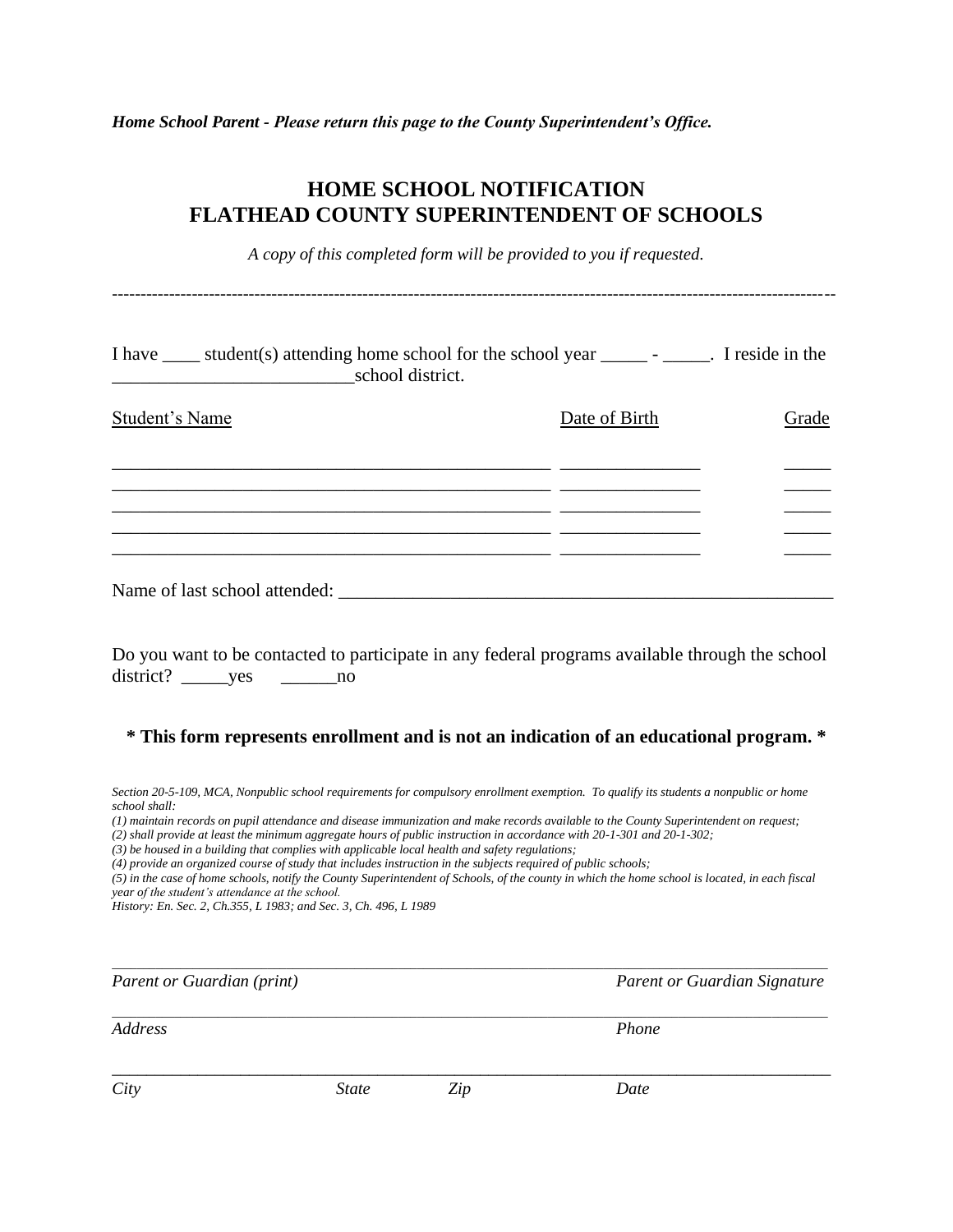***Home School Parent - Please return this page to the County Superintendent's Office.***

# HOME SCHOOL NOTIFICATION
# FLATHEAD COUNTY SUPERINTENDENT OF SCHOOLS

*A copy of this completed form will be provided to you if requested.*

---

I have ____ student(s) attending home school for the school year _____ - _____. I reside in the __________________________school district.

| Student's Name | Date of Birth | Grade |
|---|---|---|
| _________________________________________________ | _______________ | _____ |
| _________________________________________________ | _______________ | _____ |
| _________________________________________________ | _______________ | _____ |
| _________________________________________________ | _______________ | _____ |
| _________________________________________________ | _______________ | _____ |

Name of last school attended: _______________________________________________________

Do you want to be contacted to participate in any federal programs available through the school district? _____yes ______no

**\* This form represents enrollment and is not an indication of an educational program. \***

*Section 20-5-109, MCA, Nonpublic school requirements for compulsory enrollment exemption. To qualify its students a nonpublic or home school shall:*
*(1) maintain records on pupil attendance and disease immunization and make records available to the County Superintendent on request;*
*(2) shall provide at least the minimum aggregate hours of public instruction in accordance with 20-1-301 and 20-1-302;*
*(3) be housed in a building that complies with applicable local health and safety regulations;*
*(4) provide an organized course of study that includes instruction in the subjects required of public schools;*
*(5) in the case of home schools, notify the County Superintendent of Schools, of the county in which the home school is located, in each fiscal year of the student's attendance at the school.*
*History: En. Sec. 2, Ch.355, L 1983; and Sec. 3, Ch. 496, L 1989*

_____________________________________________________________________________
*Parent or Guardian (print)* *Parent or Guardian Signature*

_____________________________________________________________________________
*Address* *Phone*

_____________________________________________________________________________
*City* *State* *Zip* *Date*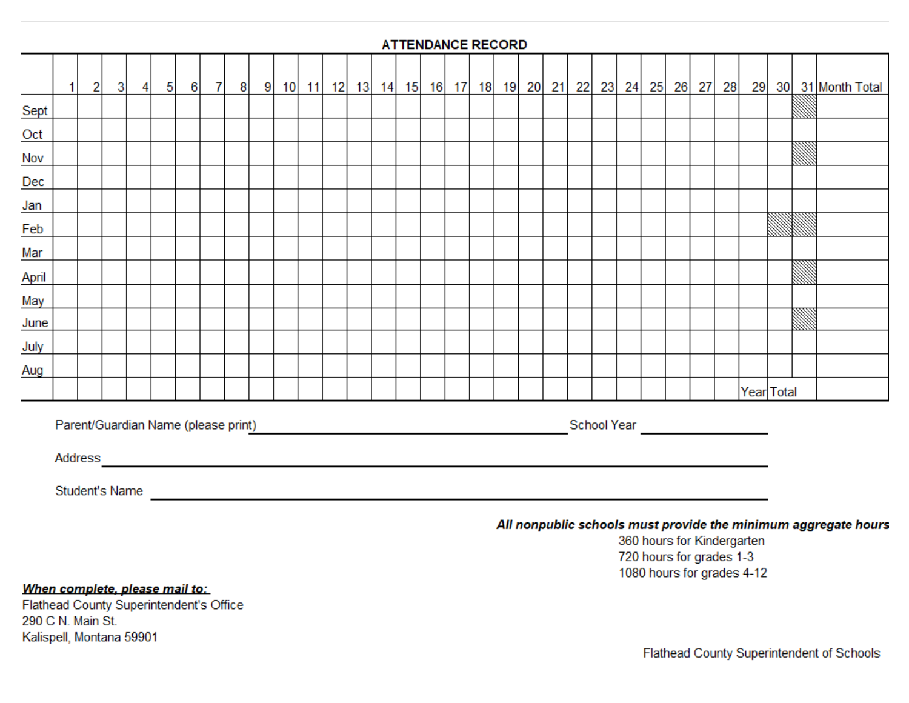## ATTENDANCE RECORD

| | 1 | 2 | 3 | 4 | 5 | 6 | 7 | 8 | 9 | 10 | 11 | 12 | 13 | 14 | 15 | 16 | 17 | 18 | 19 | 20 | 21 | 22 | 23 | 24 | 25 | 26 | 27 | 28 | 29 | 30 | 31 | Month Total |
|---|---|---|---|---|---|---|---|---|---|---|---|---|---|---|---|---|---|---|---|---|---|---|---|---|---|---|---|---|---|---|---|---|
| Sept | | | | | | | | | | | | | | | | | | | | | | | | | | | | | | | | |
| Oct | | | | | | | | | | | | | | | | | | | | | | | | | | | | | | | | |
| Nov | | | | | | | | | | | | | | | | | | | | | | | | | | | | | | | | |
| Dec | | | | | | | | | | | | | | | | | | | | | | | | | | | | | | | | |
| Jan | | | | | | | | | | | | | | | | | | | | | | | | | | | | | | | | |
| Feb | | | | | | | | | | | | | | | | | | | | | | | | | | | | | | | | |
| Mar | | | | | | | | | | | | | | | | | | | | | | | | | | | | | | | | |
| April | | | | | | | | | | | | | | | | | | | | | | | | | | | | | | | | |
| May | | | | | | | | | | | | | | | | | | | | | | | | | | | | | | | | |
| June | | | | | | | | | | | | | | | | | | | | | | | | | | | | | | | | |
| July | | | | | | | | | | | | | | | | | | | | | | | | | | | | | | | | |
| Aug | | | | | | | | | | | | | | | | | | | | | | | | | | | | | | | | |
| | | | | | | | | | | | | | | | | | | | | | | | | | | | | | Year | Total | | |

Parent/Guardian Name (please print) ______________________ School Year __________

Address ______________________________________________

Student's Name ______________________________________________

***All nonpublic schools must provide the minimum aggregate hours***

360 hours for Kindergarten
720 hours for grades 1-3
1080 hours for grades 4-12

***When complete, please mail to:***

Flathead County Superintendent's Office
290 C N. Main St.
Kalispell, Montana 59901

Flathead County Superintendent of Schools